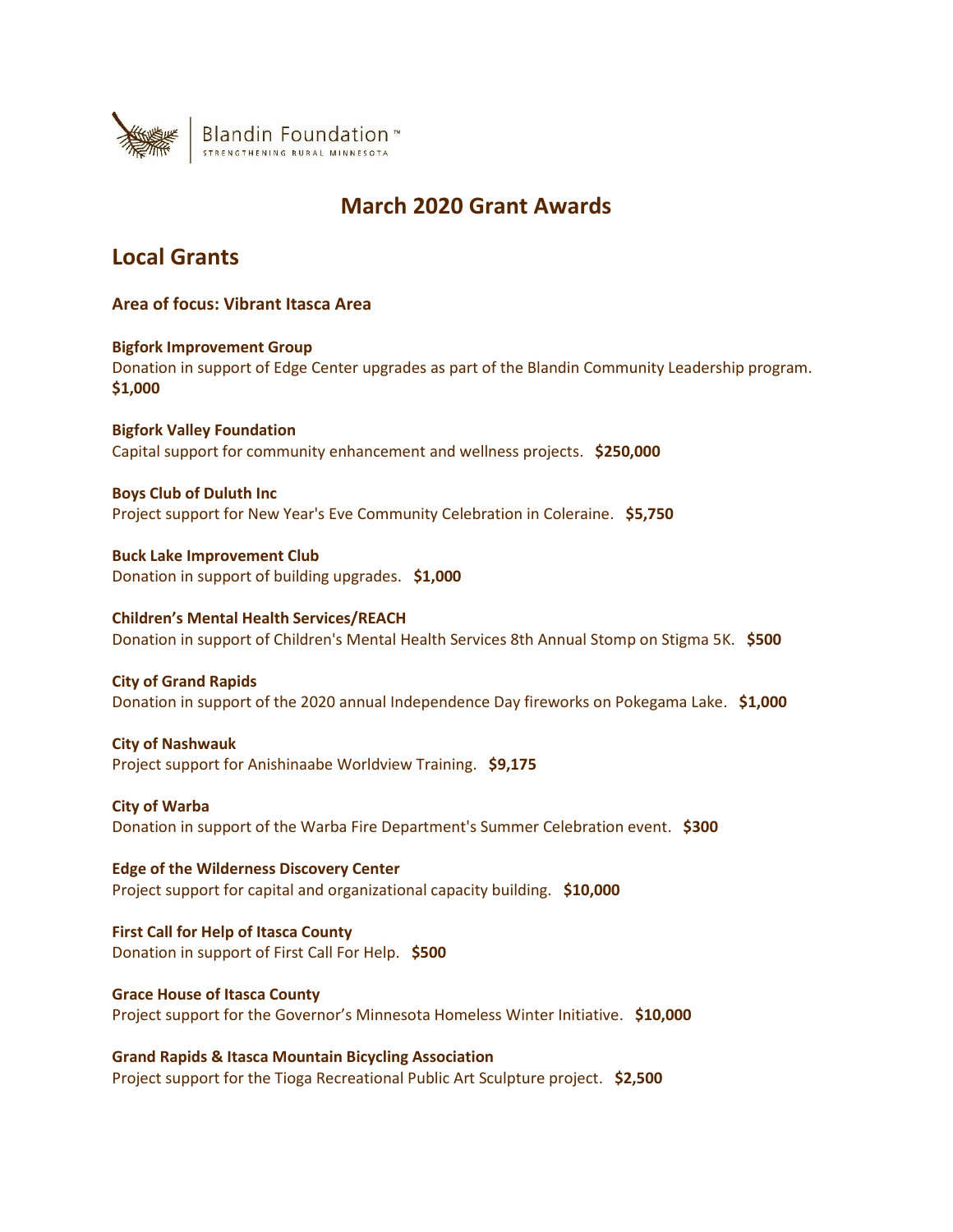Blandin Foundation™
STRENGTHENING RURAL MINNESOTA

# March 2020 Grant Awards

## Local Grants

### Area of focus: Vibrant Itasca Area

**Bigfork Improvement Group**
Donation in support of Edge Center upgrades as part of the Blandin Community Leadership program.
**$1,000**

**Bigfork Valley Foundation**
Capital support for community enhancement and wellness projects. **$250,000**

**Boys Club of Duluth Inc**
Project support for New Year's Eve Community Celebration in Coleraine. **$5,750**

**Buck Lake Improvement Club**
Donation in support of building upgrades. **$1,000**

**Children's Mental Health Services/REACH**
Donation in support of Children's Mental Health Services 8th Annual Stomp on Stigma 5K. **$500**

**City of Grand Rapids**
Donation in support of the 2020 annual Independence Day fireworks on Pokegama Lake. **$1,000**

**City of Nashwauk**
Project support for Anishinaabe Worldview Training. **$9,175**

**City of Warba**
Donation in support of the Warba Fire Department's Summer Celebration event. **$300**

**Edge of the Wilderness Discovery Center**
Project support for capital and organizational capacity building. **$10,000**

**First Call for Help of Itasca County**
Donation in support of First Call For Help. **$500**

**Grace House of Itasca County**
Project support for the Governor's Minnesota Homeless Winter Initiative. **$10,000**

**Grand Rapids & Itasca Mountain Bicycling Association**
Project support for the Tioga Recreational Public Art Sculpture project. **$2,500**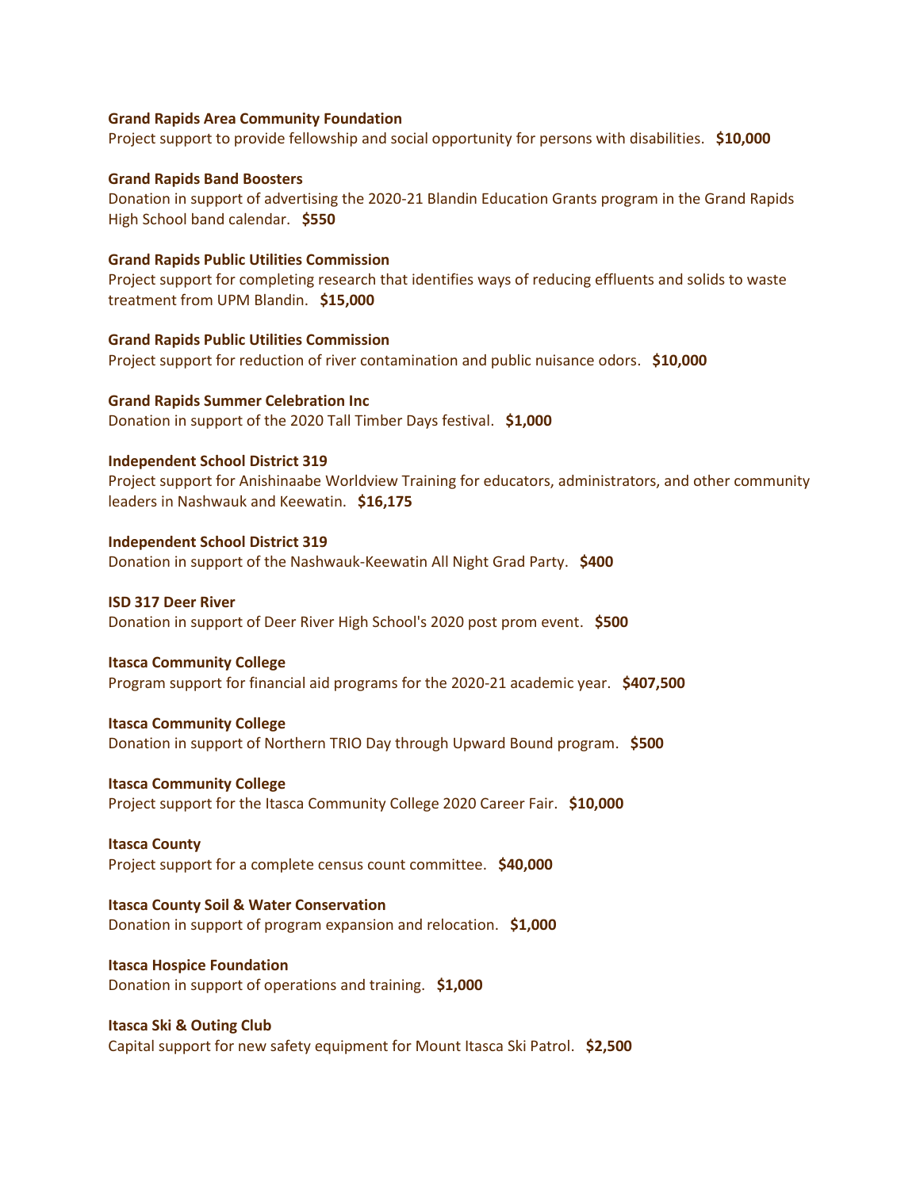**Grand Rapids Area Community Foundation**
Project support to provide fellowship and social opportunity for persons with disabilities. **$10,000**

**Grand Rapids Band Boosters**
Donation in support of advertising the 2020-21 Blandin Education Grants program in the Grand Rapids High School band calendar. **$550**

**Grand Rapids Public Utilities Commission**
Project support for completing research that identifies ways of reducing effluents and solids to waste treatment from UPM Blandin. **$15,000**

**Grand Rapids Public Utilities Commission**
Project support for reduction of river contamination and public nuisance odors. **$10,000**

**Grand Rapids Summer Celebration Inc**
Donation in support of the 2020 Tall Timber Days festival. **$1,000**

**Independent School District 319**
Project support for Anishinaabe Worldview Training for educators, administrators, and other community leaders in Nashwauk and Keewatin. **$16,175**

**Independent School District 319**
Donation in support of the Nashwauk-Keewatin All Night Grad Party. **$400**

**ISD 317 Deer River**
Donation in support of Deer River High School's 2020 post prom event. **$500**

**Itasca Community College**
Program support for financial aid programs for the 2020-21 academic year. **$407,500**

**Itasca Community College**
Donation in support of Northern TRIO Day through Upward Bound program. **$500**

**Itasca Community College**
Project support for the Itasca Community College 2020 Career Fair. **$10,000**

**Itasca County**
Project support for a complete census count committee. **$40,000**

**Itasca County Soil & Water Conservation**
Donation in support of program expansion and relocation. **$1,000**

**Itasca Hospice Foundation**
Donation in support of operations and training. **$1,000**

**Itasca Ski & Outing Club**
Capital support for new safety equipment for Mount Itasca Ski Patrol. **$2,500**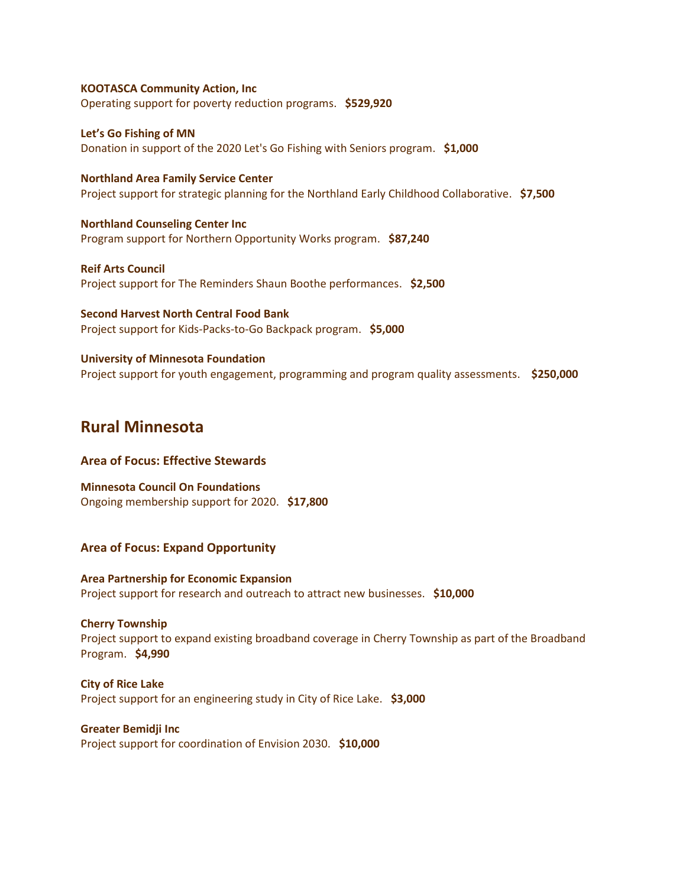**KOOTASCA Community Action, Inc**
Operating support for poverty reduction programs. **$529,920**

**Let's Go Fishing of MN**
Donation in support of the 2020 Let's Go Fishing with Seniors program. **$1,000**

**Northland Area Family Service Center**
Project support for strategic planning for the Northland Early Childhood Collaborative. **$7,500**

**Northland Counseling Center Inc**
Program support for Northern Opportunity Works program. **$87,240**

**Reif Arts Council**
Project support for The Reminders Shaun Boothe performances. **$2,500**

**Second Harvest North Central Food Bank**
Project support for Kids-Packs-to-Go Backpack program. **$5,000**

**University of Minnesota Foundation**
Project support for youth engagement, programming and program quality assessments. **$250,000**

## Rural Minnesota

### Area of Focus: Effective Stewards

**Minnesota Council On Foundations**
Ongoing membership support for 2020. **$17,800**

### Area of Focus: Expand Opportunity

**Area Partnership for Economic Expansion**
Project support for research and outreach to attract new businesses. **$10,000**

**Cherry Township**
Project support to expand existing broadband coverage in Cherry Township as part of the Broadband Program. **$4,990**

**City of Rice Lake**
Project support for an engineering study in City of Rice Lake. **$3,000**

**Greater Bemidji Inc**
Project support for coordination of Envision 2030. **$10,000**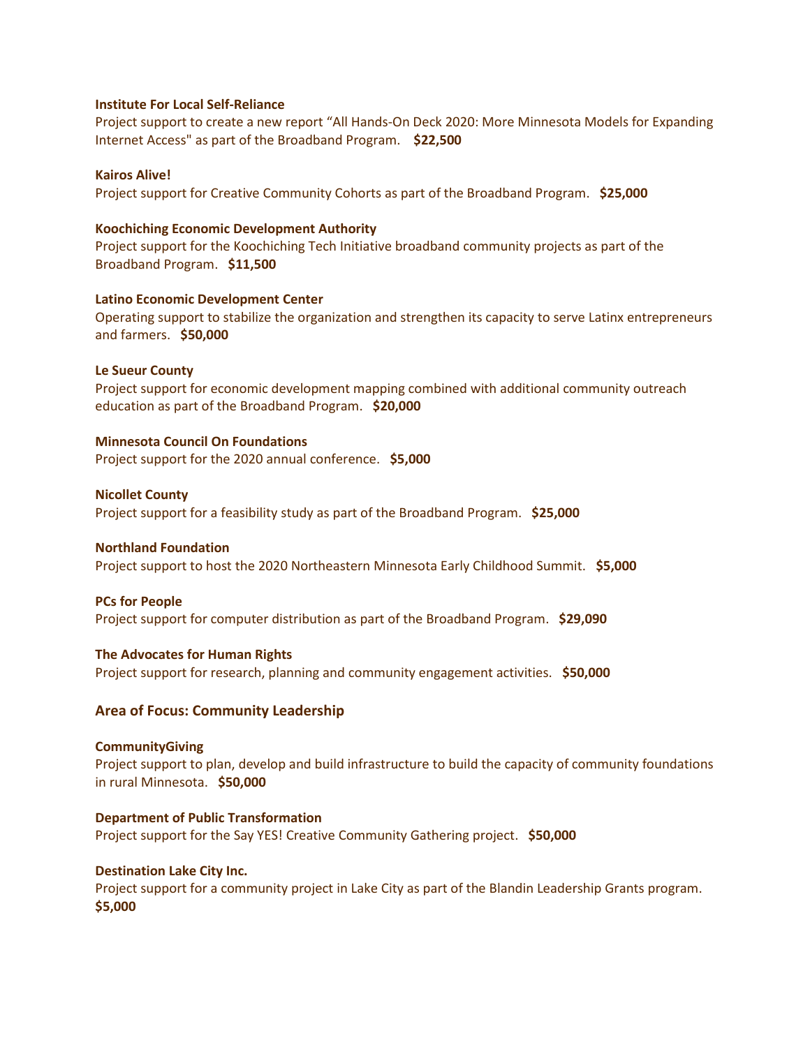**Institute For Local Self-Reliance**
Project support to create a new report "All Hands-On Deck 2020: More Minnesota Models for Expanding Internet Access" as part of the Broadband Program. **$22,500**

**Kairos Alive!**
Project support for Creative Community Cohorts as part of the Broadband Program. **$25,000**

**Koochiching Economic Development Authority**
Project support for the Koochiching Tech Initiative broadband community projects as part of the Broadband Program. **$11,500**

**Latino Economic Development Center**
Operating support to stabilize the organization and strengthen its capacity to serve Latinx entrepreneurs and farmers. **$50,000**

**Le Sueur County**
Project support for economic development mapping combined with additional community outreach education as part of the Broadband Program. **$20,000**

**Minnesota Council On Foundations**
Project support for the 2020 annual conference. **$5,000**

**Nicollet County**
Project support for a feasibility study as part of the Broadband Program. **$25,000**

**Northland Foundation**
Project support to host the 2020 Northeastern Minnesota Early Childhood Summit. **$5,000**

**PCs for People**
Project support for computer distribution as part of the Broadband Program. **$29,090**

**The Advocates for Human Rights**
Project support for research, planning and community engagement activities. **$50,000**

### Area of Focus: Community Leadership

**CommunityGiving**
Project support to plan, develop and build infrastructure to build the capacity of community foundations in rural Minnesota. **$50,000**

**Department of Public Transformation**
Project support for the Say YES! Creative Community Gathering project. **$50,000**

**Destination Lake City Inc.**
Project support for a community project in Lake City as part of the Blandin Leadership Grants program. **$5,000**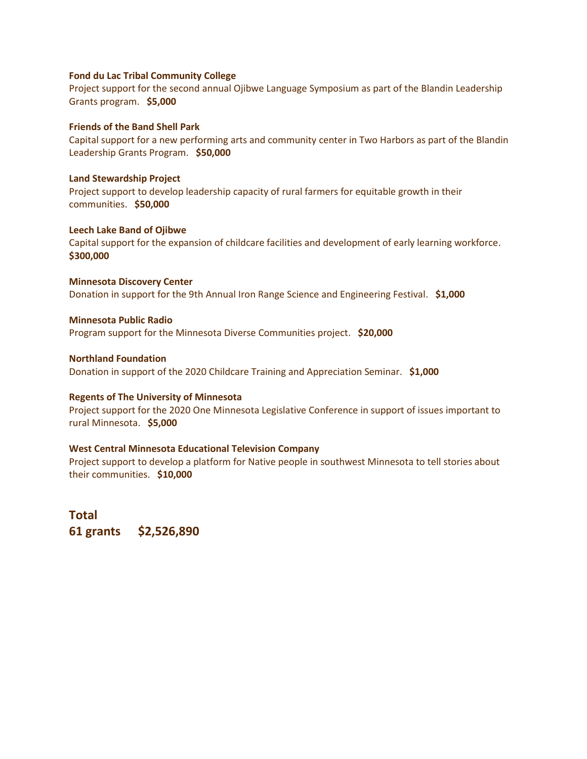**Fond du Lac Tribal Community College**
Project support for the second annual Ojibwe Language Symposium as part of the Blandin Leadership Grants program. **$5,000**

**Friends of the Band Shell Park**
Capital support for a new performing arts and community center in Two Harbors as part of the Blandin Leadership Grants Program. **$50,000**

**Land Stewardship Project**
Project support to develop leadership capacity of rural farmers for equitable growth in their communities. **$50,000**

**Leech Lake Band of Ojibwe**
Capital support for the expansion of childcare facilities and development of early learning workforce. **$300,000**

**Minnesota Discovery Center**
Donation in support for the 9th Annual Iron Range Science and Engineering Festival. **$1,000**

**Minnesota Public Radio**
Program support for the Minnesota Diverse Communities project. **$20,000**

**Northland Foundation**
Donation in support of the 2020 Childcare Training and Appreciation Seminar. **$1,000**

**Regents of The University of Minnesota**
Project support for the 2020 One Minnesota Legislative Conference in support of issues important to rural Minnesota. **$5,000**

**West Central Minnesota Educational Television Company**
Project support to develop a platform for Native people in southwest Minnesota to tell stories about their communities. **$10,000**

## Total

**61 grants $2,526,890**